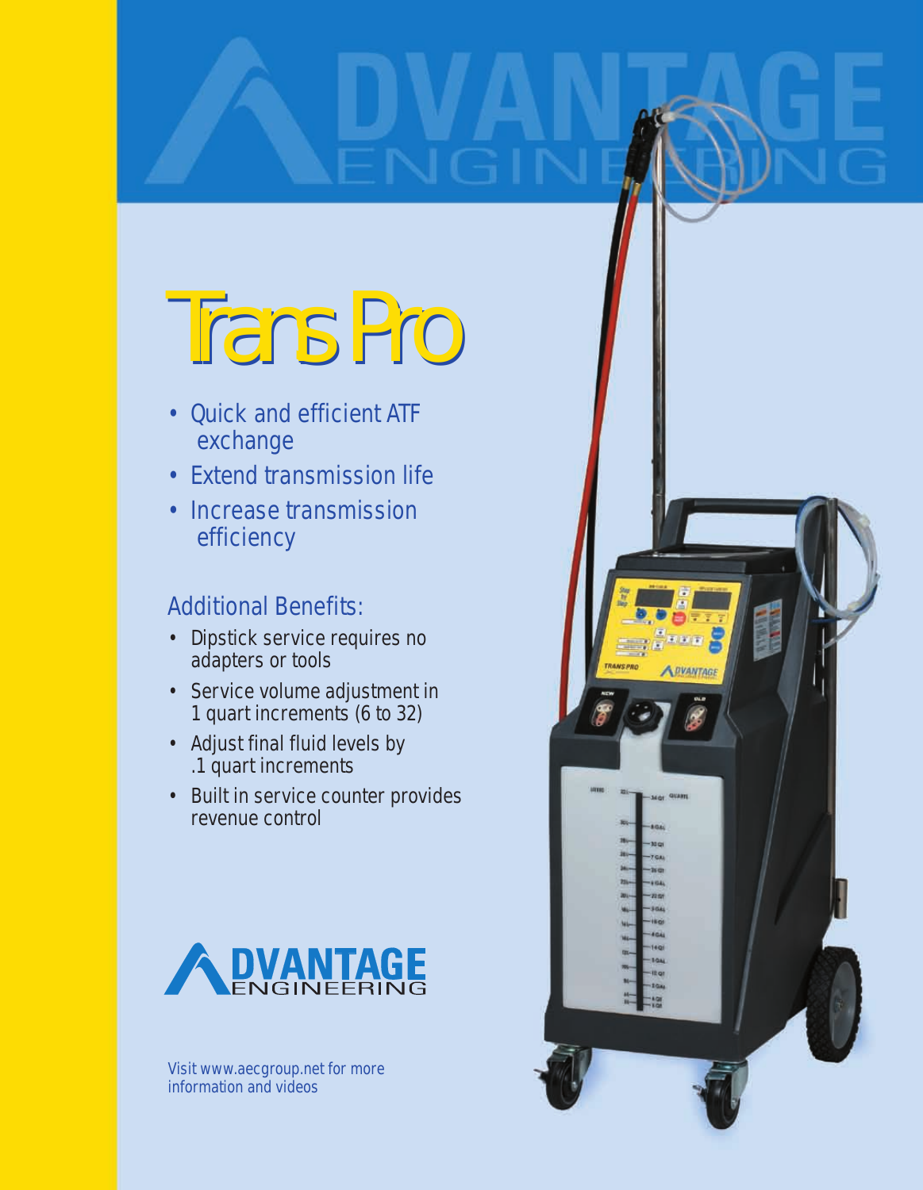# Trans Pro

- Quick and efficient ATF exchange
- Extend transmission life
- Increase transmission efficiency

## Additional Benefits:

- Dipstick service requires no adapters or tools
- Service volume adjustment in 1 quart increments (6 to 32)
- Adjust final fluid levels by .1 quart increments
- Built in service counter provides revenue control

ADVANTAGE ENGINEERING

Visit www.aecgroup.net for more information and videos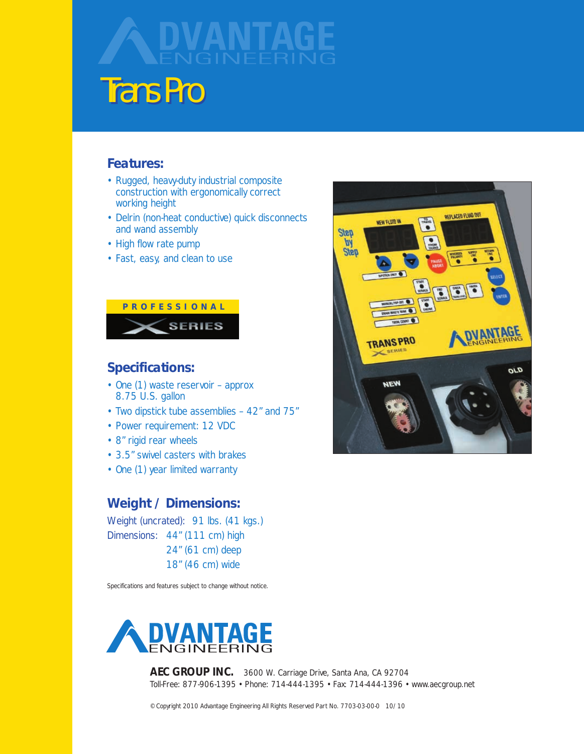# ADVANTAGE ENGINEERING

# Trans Pro

## Features:

- Rugged, heavy-duty industrial composite construction with ergonomically correct working height
- Delrin (non-heat conductive) quick disconnects and wand assembly
- High flow rate pump
- Fast, easy, and clean to use

PROFESSIONAL
X SERIES

## Specifications:

- One (1) waste reservoir – approx 8.75 U.S. gallon
- Two dipstick tube assemblies – 42" and 75"
- Power requirement: 12 VDC
- 8" rigid rear wheels
- 3.5" swivel casters with brakes
- One (1) year limited warranty

## Weight / Dimensions:

Weight (uncrated): 91 lbs. (41 kgs.)

Dimensions: 44" (111 cm) high
24" (61 cm) deep
18" (46 cm) wide

Specifications and features subject to change without notice.

ADVANTAGE ENGINEERING

**AEC GROUP INC.** 3600 W. Carriage Drive, Santa Ana, CA 92704
Toll-Free: 877-906-1395 • Phone: 714-444-1395 • Fax: 714-444-1396 • www.aecgroup.net

© Copyright 2010 Advantage Engineering All Rights Reserved Part No. 7703-03-00-0 10/10